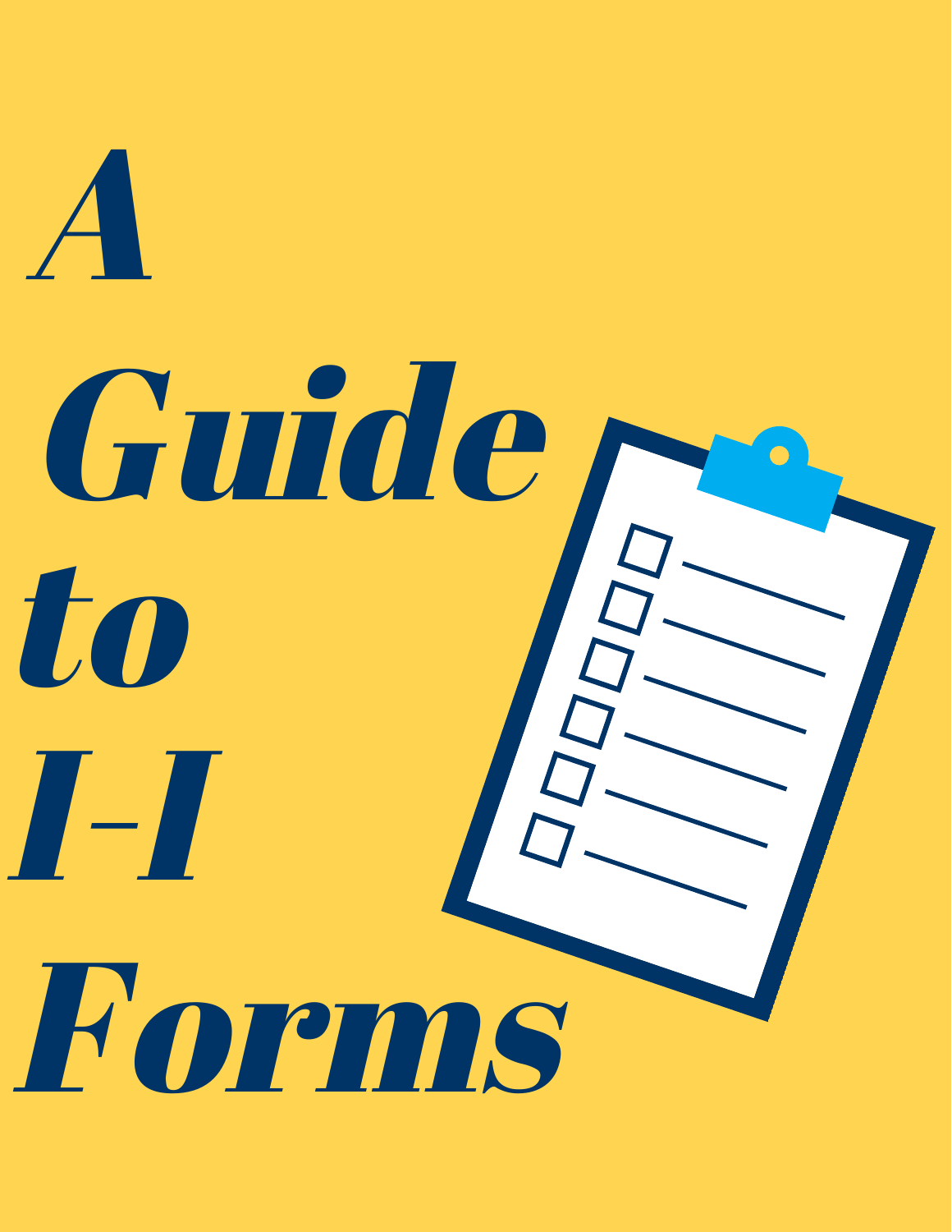# A Guide to I-I Forms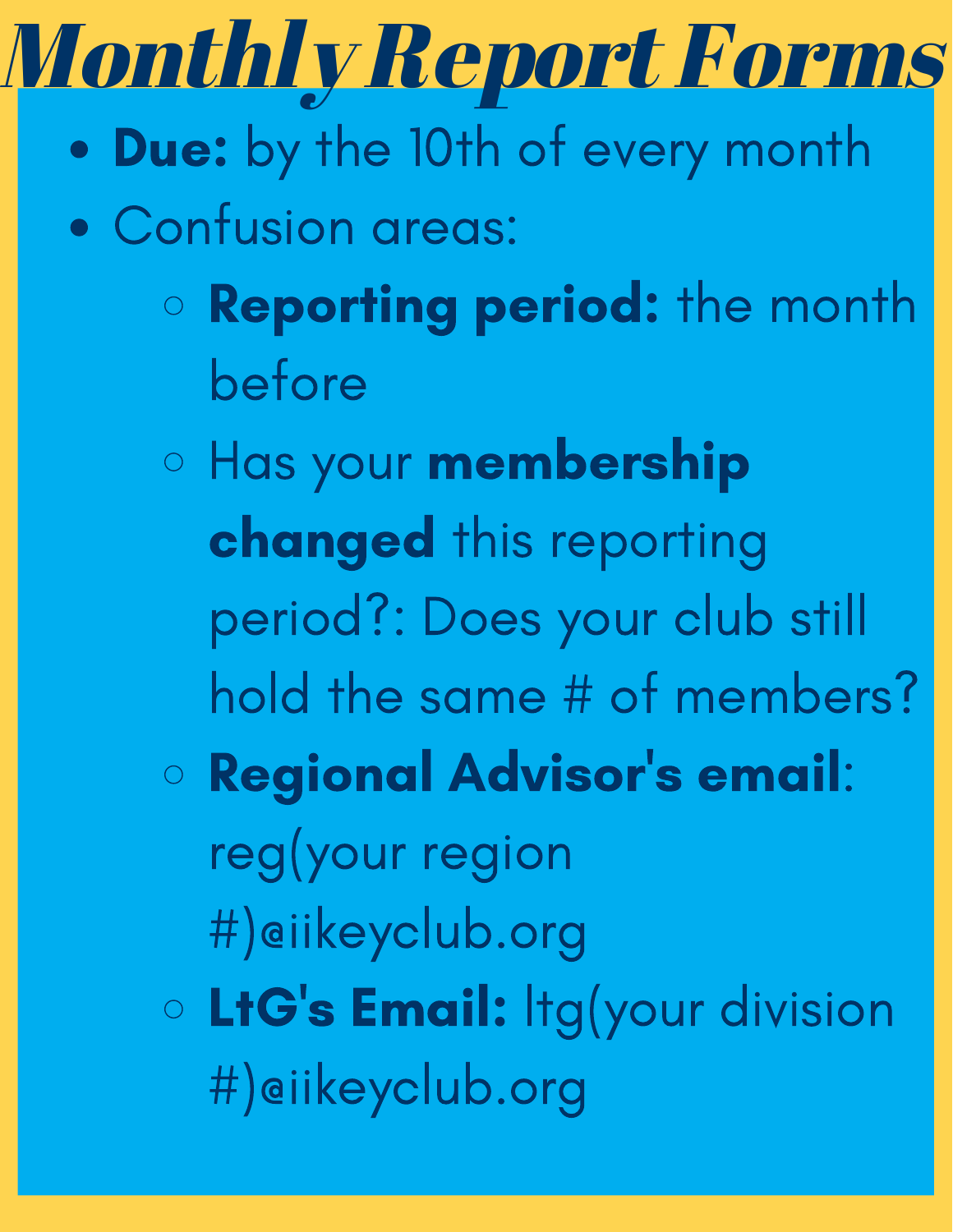# Monthly Report Forms

- **Due:** by the 10th of every month
- Confusion areas:
  - **Reporting period:** the month before
  - Has your **membership changed** this reporting period?: Does your club still hold the same # of members?
  - **Regional Advisor's email**: reg(your region #)@iikeyclub.org
  - **LtG's Email:** ltg(your division #)@iikeyclub.org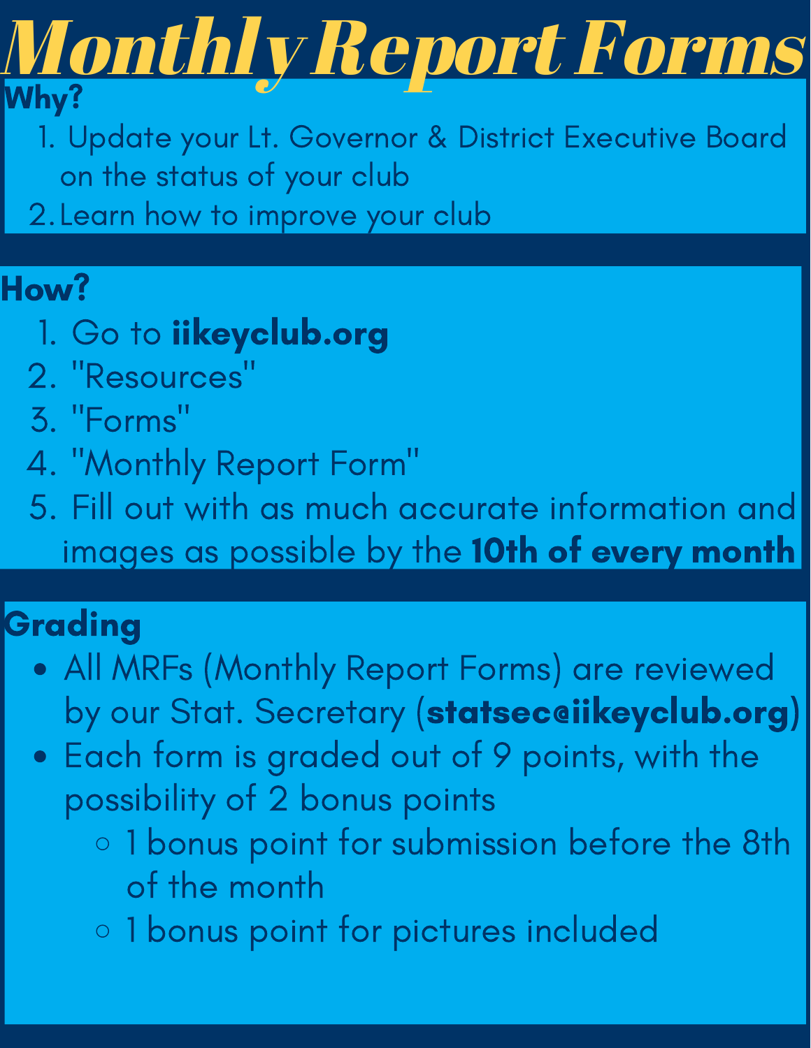# Monthly Report Forms

**Why?**

1. Update your Lt. Governor & District Executive Board on the status of your club
2. Learn how to improve your club

**How?**

1. Go to **iikeyclub.org**
2. "Resources"
3. "Forms"
4. "Monthly Report Form"
5. Fill out with as much accurate information and images as possible by the **10th of every month**

**Grading**

- All MRFs (Monthly Report Forms) are reviewed by our Stat. Secretary (**statsec@iikeyclub.org**)
- Each form is graded out of 9 points, with the possibility of 2 bonus points
  - 1 bonus point for submission before the 8th of the month
  - 1 bonus point for pictures included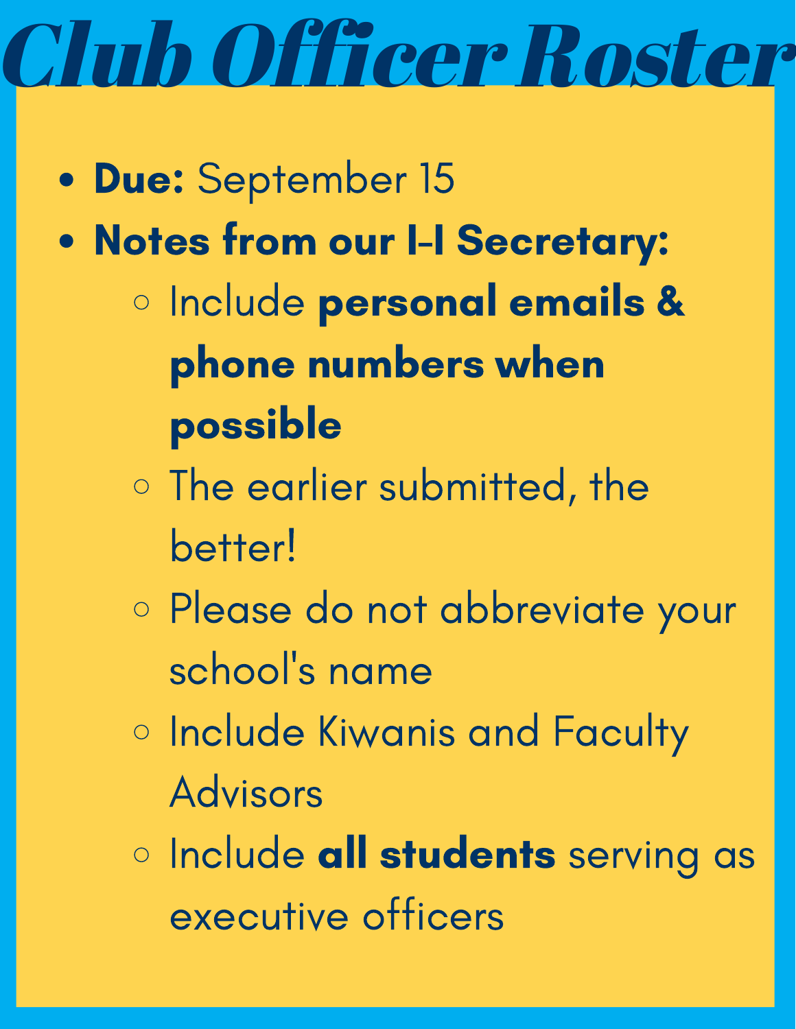# Club Officer Roster

- **Due:** September 15
- **Notes from our I-I Secretary:**
  - Include **personal emails & phone numbers when possible**
  - The earlier submitted, the better!
  - Please do not abbreviate your school's name
  - Include Kiwanis and Faculty Advisors
  - Include **all students** serving as executive officers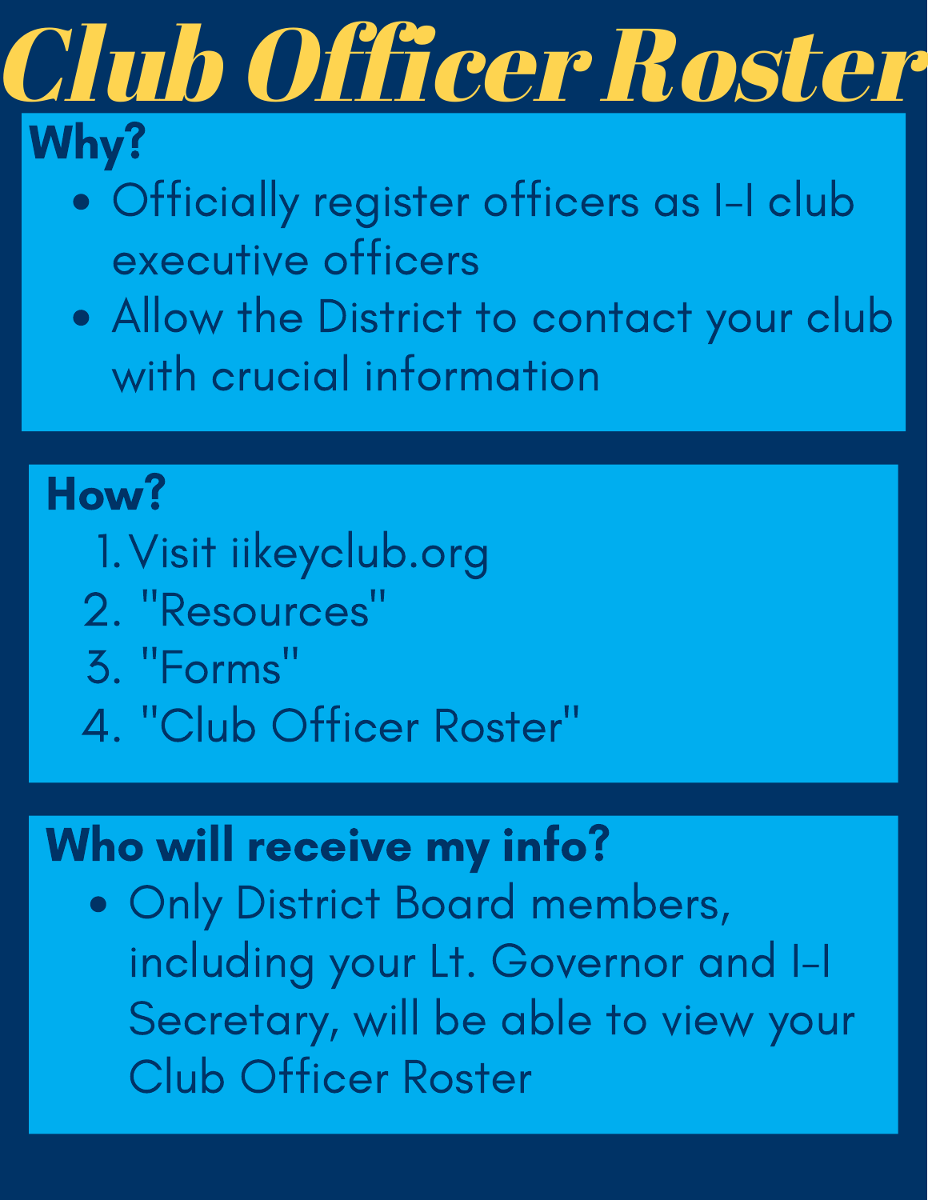# Club Officer Roster

## Why?

- Officially register officers as I-I club executive officers
- Allow the District to contact your club with crucial information

## How?

1. Visit iikeyclub.org
2. "Resources"
3. "Forms"
4. "Club Officer Roster"

## Who will receive my info?

- Only District Board members, including your Lt. Governor and I-I Secretary, will be able to view your Club Officer Roster